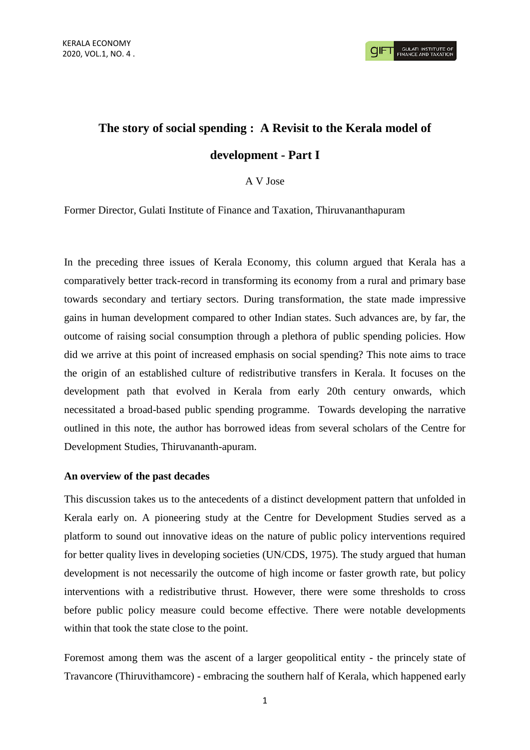# The story of social spending : A Revisit to the Kerala model of development - Part I

A V Jose

Former Director, Gulati Institute of Finance and Taxation, Thiruvananthapuram

In the preceding three issues of Kerala Economy, this column argued that Kerala has a comparatively better track-record in transforming its economy from a rural and primary base towards secondary and tertiary sectors. During transformation, the state made impressive gains in human development compared to other Indian states. Such advances are, by far, the outcome of raising social consumption through a plethora of public spending policies. How did we arrive at this point of increased emphasis on social spending? This note aims to trace the origin of an established culture of redistributive transfers in Kerala. It focuses on the development path that evolved in Kerala from early 20th century onwards, which necessitated a broad-based public spending programme. Towards developing the narrative outlined in this note, the author has borrowed ideas from several scholars of the Centre for Development Studies, Thiruvananth-apuram.

## An overview of the past decades

This discussion takes us to the antecedents of a distinct development pattern that unfolded in Kerala early on. A pioneering study at the Centre for Development Studies served as a platform to sound out innovative ideas on the nature of public policy interventions required for better quality lives in developing societies (UN/CDS, 1975). The study argued that human development is not necessarily the outcome of high income or faster growth rate, but policy interventions with a redistributive thrust. However, there were some thresholds to cross before public policy measure could become effective. There were notable developments within that took the state close to the point.

Foremost among them was the ascent of a larger geopolitical entity - the princely state of Travancore (Thiruvithamcore) - embracing the southern half of Kerala, which happened early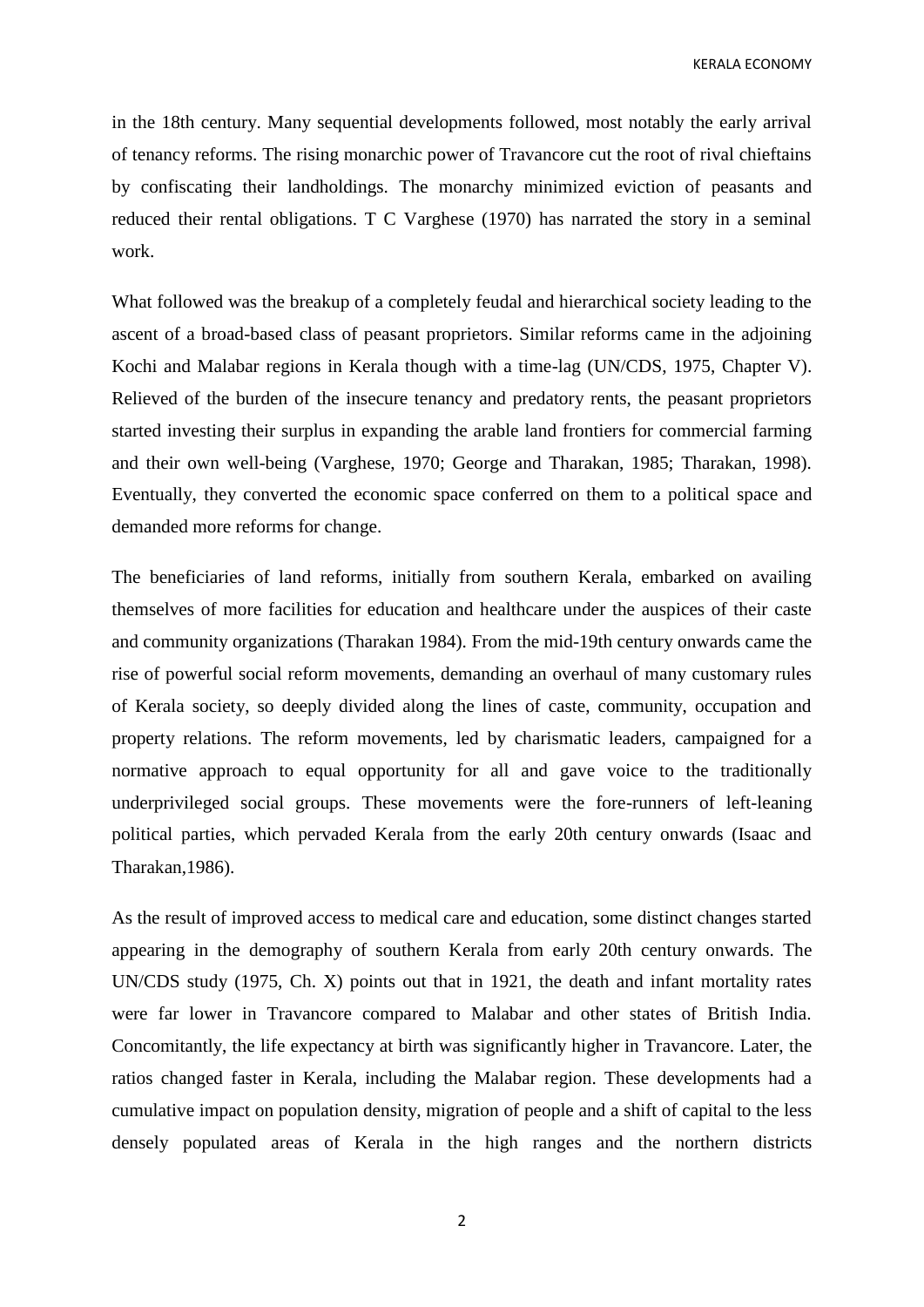in the 18th century. Many sequential developments followed, most notably the early arrival of tenancy reforms. The rising monarchic power of Travancore cut the root of rival chieftains by confiscating their landholdings. The monarchy minimized eviction of peasants and reduced their rental obligations. T C Varghese (1970) has narrated the story in a seminal work.

What followed was the breakup of a completely feudal and hierarchical society leading to the ascent of a broad-based class of peasant proprietors. Similar reforms came in the adjoining Kochi and Malabar regions in Kerala though with a time-lag (UN/CDS, 1975, Chapter V). Relieved of the burden of the insecure tenancy and predatory rents, the peasant proprietors started investing their surplus in expanding the arable land frontiers for commercial farming and their own well-being (Varghese, 1970; George and Tharakan, 1985; Tharakan, 1998). Eventually, they converted the economic space conferred on them to a political space and demanded more reforms for change.

The beneficiaries of land reforms, initially from southern Kerala, embarked on availing themselves of more facilities for education and healthcare under the auspices of their caste and community organizations (Tharakan 1984). From the mid-19th century onwards came the rise of powerful social reform movements, demanding an overhaul of many customary rules of Kerala society, so deeply divided along the lines of caste, community, occupation and property relations. The reform movements, led by charismatic leaders, campaigned for a normative approach to equal opportunity for all and gave voice to the traditionally underprivileged social groups. These movements were the fore-runners of left-leaning political parties, which pervaded Kerala from the early 20th century onwards (Isaac and Tharakan,1986).

As the result of improved access to medical care and education, some distinct changes started appearing in the demography of southern Kerala from early 20th century onwards. The UN/CDS study (1975, Ch. X) points out that in 1921, the death and infant mortality rates were far lower in Travancore compared to Malabar and other states of British India. Concomitantly, the life expectancy at birth was significantly higher in Travancore. Later, the ratios changed faster in Kerala, including the Malabar region. These developments had a cumulative impact on population density, migration of people and a shift of capital to the less densely populated areas of Kerala in the high ranges and the northern districts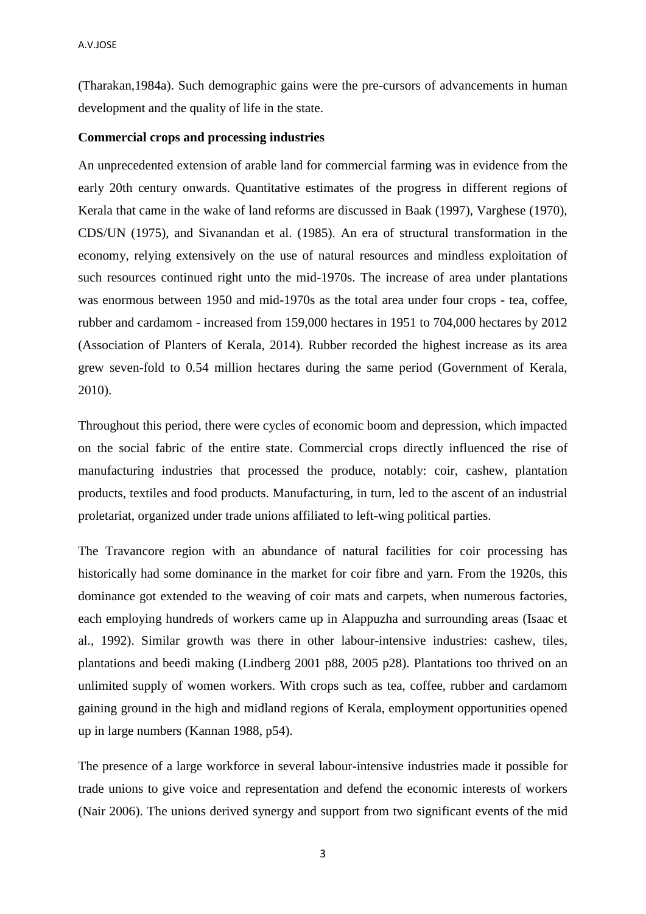(Tharakan,1984a). Such demographic gains were the pre-cursors of advancements in human development and the quality of life in the state.

**Commercial crops and processing industries**

An unprecedented extension of arable land for commercial farming was in evidence from the early 20th century onwards. Quantitative estimates of the progress in different regions of Kerala that came in the wake of land reforms are discussed in Baak (1997), Varghese (1970), CDS/UN (1975), and Sivanandan et al. (1985). An era of structural transformation in the economy, relying extensively on the use of natural resources and mindless exploitation of such resources continued right unto the mid-1970s. The increase of area under plantations was enormous between 1950 and mid-1970s as the total area under four crops - tea, coffee, rubber and cardamom - increased from 159,000 hectares in 1951 to 704,000 hectares by 2012 (Association of Planters of Kerala, 2014). Rubber recorded the highest increase as its area grew seven-fold to 0.54 million hectares during the same period (Government of Kerala, 2010).

Throughout this period, there were cycles of economic boom and depression, which impacted on the social fabric of the entire state. Commercial crops directly influenced the rise of manufacturing industries that processed the produce, notably: coir, cashew, plantation products, textiles and food products. Manufacturing, in turn, led to the ascent of an industrial proletariat, organized under trade unions affiliated to left-wing political parties.

The Travancore region with an abundance of natural facilities for coir processing has historically had some dominance in the market for coir fibre and yarn. From the 1920s, this dominance got extended to the weaving of coir mats and carpets, when numerous factories, each employing hundreds of workers came up in Alappuzha and surrounding areas (Isaac et al., 1992). Similar growth was there in other labour-intensive industries: cashew, tiles, plantations and beedi making (Lindberg 2001 p88, 2005 p28). Plantations too thrived on an unlimited supply of women workers. With crops such as tea, coffee, rubber and cardamom gaining ground in the high and midland regions of Kerala, employment opportunities opened up in large numbers (Kannan 1988, p54).

The presence of a large workforce in several labour-intensive industries made it possible for trade unions to give voice and representation and defend the economic interests of workers (Nair 2006). The unions derived synergy and support from two significant events of the mid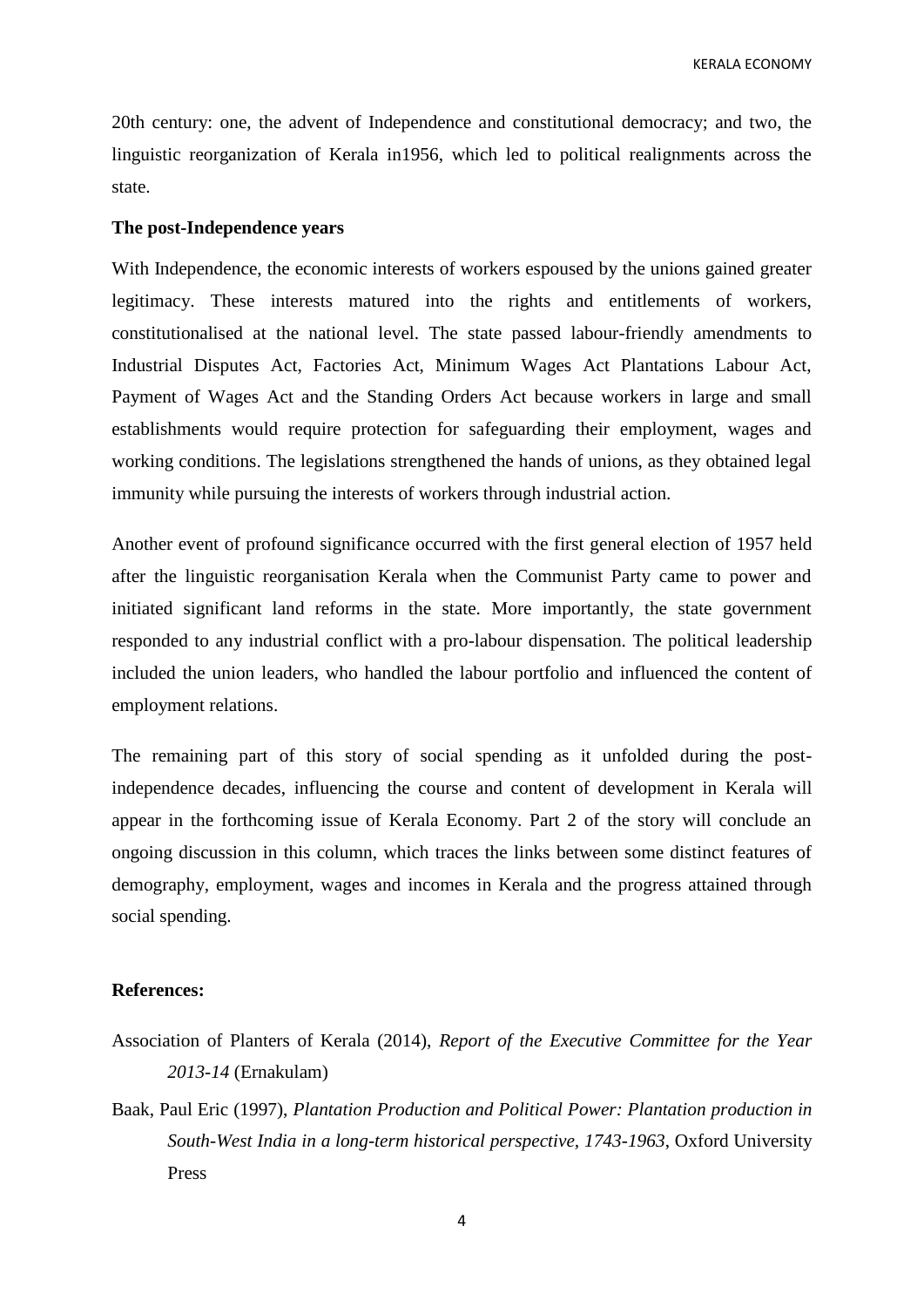20th century: one, the advent of Independence and constitutional democracy; and two, the linguistic reorganization of Kerala in1956, which led to political realignments across the state.

**The post-Independence years**

With Independence, the economic interests of workers espoused by the unions gained greater legitimacy. These interests matured into the rights and entitlements of workers, constitutionalised at the national level. The state passed labour-friendly amendments to Industrial Disputes Act, Factories Act, Minimum Wages Act Plantations Labour Act, Payment of Wages Act and the Standing Orders Act because workers in large and small establishments would require protection for safeguarding their employment, wages and working conditions. The legislations strengthened the hands of unions, as they obtained legal immunity while pursuing the interests of workers through industrial action.

Another event of profound significance occurred with the first general election of 1957 held after the linguistic reorganisation Kerala when the Communist Party came to power and initiated significant land reforms in the state. More importantly, the state government responded to any industrial conflict with a pro-labour dispensation. The political leadership included the union leaders, who handled the labour portfolio and influenced the content of employment relations.

The remaining part of this story of social spending as it unfolded during the post-independence decades, influencing the course and content of development in Kerala will appear in the forthcoming issue of Kerala Economy. Part 2 of the story will conclude an ongoing discussion in this column, which traces the links between some distinct features of demography, employment, wages and incomes in Kerala and the progress attained through social spending.

**References:**

Association of Planters of Kerala (2014), *Report of the Executive Committee for the Year 2013-14* (Ernakulam)

Baak, Paul Eric (1997), *Plantation Production and Political Power: Plantation production in South-West India in a long-term historical perspective, 1743-1963*, Oxford University Press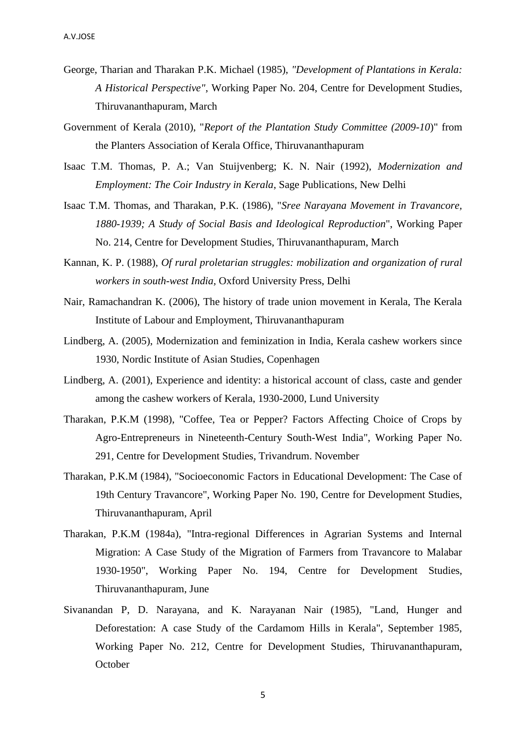George, Tharian and Tharakan P.K. Michael (1985), *"Development of Plantations in Kerala: A Historical Perspective"*, Working Paper No. 204, Centre for Development Studies, Thiruvananthapuram, March

Government of Kerala (2010), "*Report of the Plantation Study Committee (2009-10)*" from the Planters Association of Kerala Office, Thiruvananthapuram

Isaac T.M. Thomas, P. A.; Van Stuijvenberg; K. N. Nair (1992), *Modernization and Employment: The Coir Industry in Kerala*, Sage Publications, New Delhi

Isaac T.M. Thomas, and Tharakan, P.K. (1986), "*Sree Narayana Movement in Travancore, 1880-1939; A Study of Social Basis and Ideological Reproduction*", Working Paper No. 214, Centre for Development Studies, Thiruvananthapuram, March

Kannan, K. P. (1988), *Of rural proletarian struggles: mobilization and organization of rural workers in south-west India*, Oxford University Press, Delhi

Nair, Ramachandran K. (2006), The history of trade union movement in Kerala, The Kerala Institute of Labour and Employment, Thiruvananthapuram

Lindberg, A. (2005), Modernization and feminization in India, Kerala cashew workers since 1930, Nordic Institute of Asian Studies, Copenhagen

Lindberg, A. (2001), Experience and identity: a historical account of class, caste and gender among the cashew workers of Kerala, 1930-2000, Lund University

Tharakan, P.K.M (1998), "Coffee, Tea or Pepper? Factors Affecting Choice of Crops by Agro-Entrepreneurs in Nineteenth-Century South-West India", Working Paper No. 291, Centre for Development Studies, Trivandrum. November

Tharakan, P.K.M (1984), "Socioeconomic Factors in Educational Development: The Case of 19th Century Travancore", Working Paper No. 190, Centre for Development Studies, Thiruvananthapuram, April

Tharakan, P.K.M (1984a), "Intra-regional Differences in Agrarian Systems and Internal Migration: A Case Study of the Migration of Farmers from Travancore to Malabar 1930-1950", Working Paper No. 194, Centre for Development Studies, Thiruvananthapuram, June

Sivanandan P, D. Narayana, and K. Narayanan Nair (1985), "Land, Hunger and Deforestation: A case Study of the Cardamom Hills in Kerala", September 1985, Working Paper No. 212, Centre for Development Studies, Thiruvananthapuram, October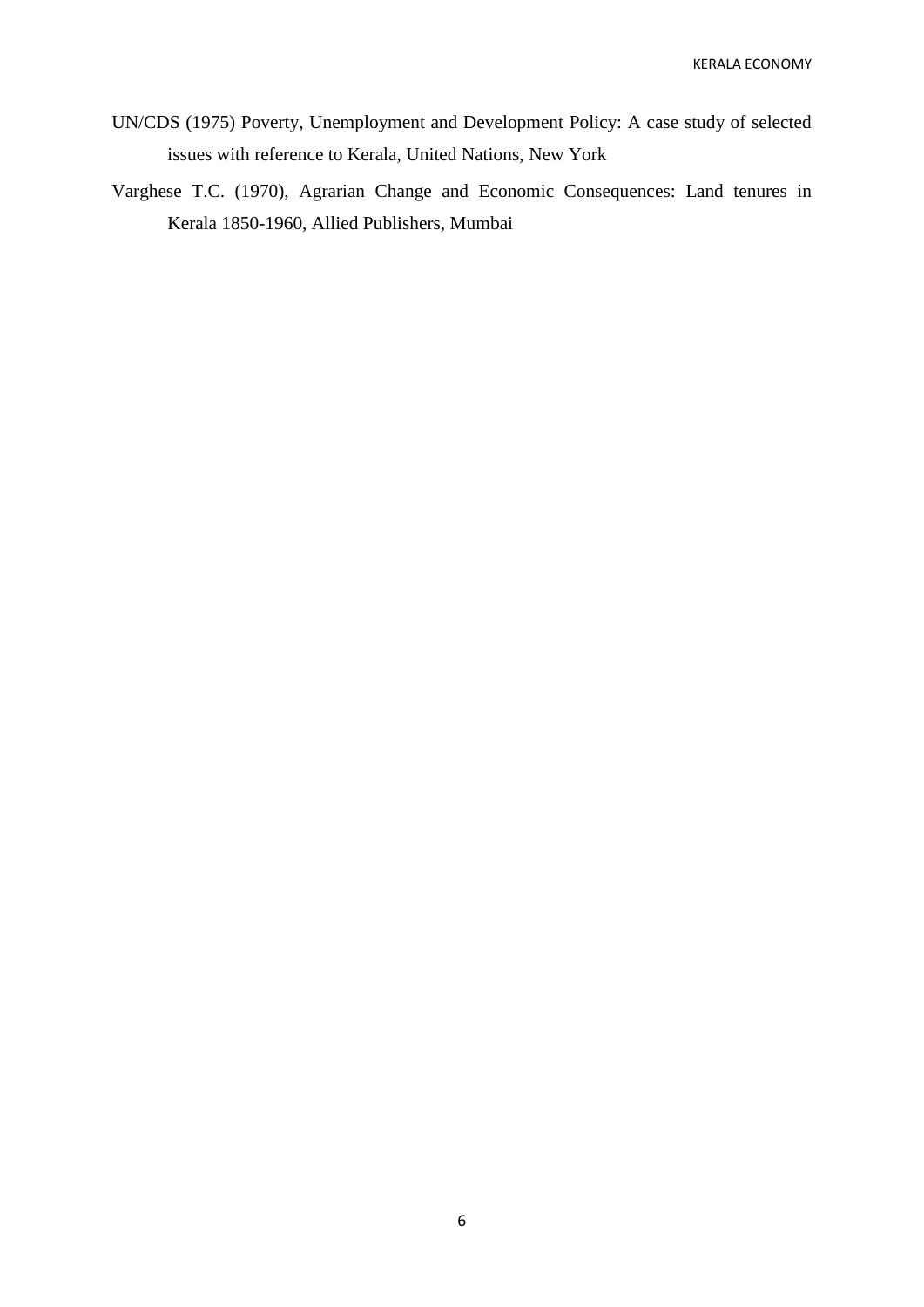UN/CDS (1975) Poverty, Unemployment and Development Policy: A case study of selected issues with reference to Kerala, United Nations, New York

Varghese T.C. (1970), Agrarian Change and Economic Consequences: Land tenures in Kerala 1850-1960, Allied Publishers, Mumbai